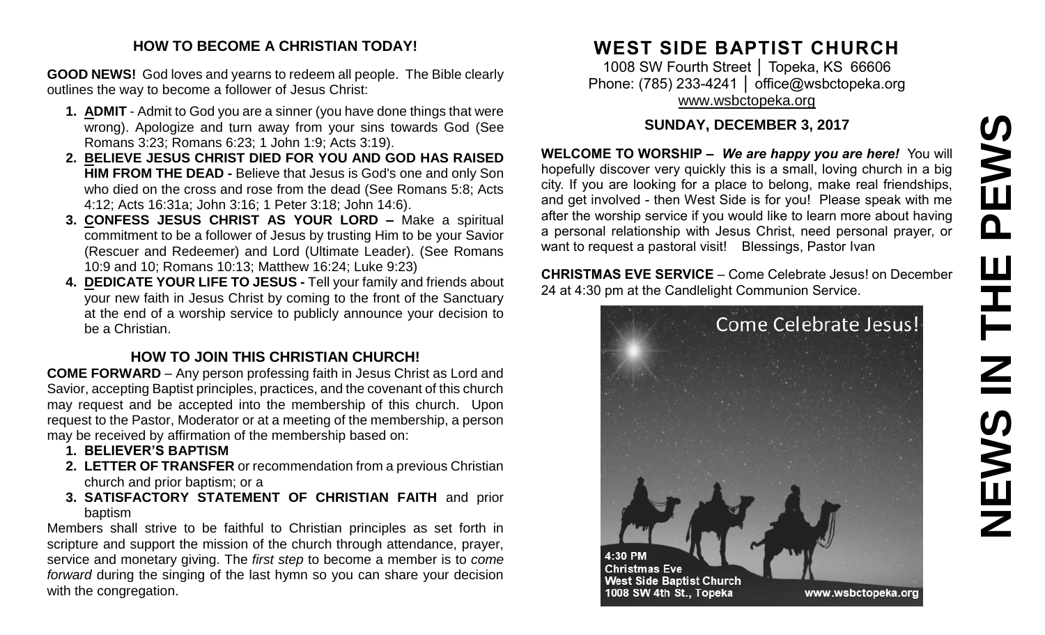## HOW TO BECOME A CHRISTIAN TODAY!

**GOOD NEWS!** God loves and yearns to redeem all people. The Bible clearly outlines the way to become a follower of Jesus Christ:

1. **ADMIT** - Admit to God you are a sinner (you have done things that were wrong). Apologize and turn away from your sins towards God (See Romans 3:23; Romans 6:23; 1 John 1:9; Acts 3:19).
2. **BELIEVE JESUS CHRIST DIED FOR YOU AND GOD HAS RAISED HIM FROM THE DEAD -** Believe that Jesus is God's one and only Son who died on the cross and rose from the dead (See Romans 5:8; Acts 4:12; Acts 16:31a; John 3:16; 1 Peter 3:18; John 14:6).
3. **CONFESS JESUS CHRIST AS YOUR LORD –** Make a spiritual commitment to be a follower of Jesus by trusting Him to be your Savior (Rescuer and Redeemer) and Lord (Ultimate Leader). (See Romans 10:9 and 10; Romans 10:13; Matthew 16:24; Luke 9:23)
4. **DEDICATE YOUR LIFE TO JESUS -** Tell your family and friends about your new faith in Jesus Christ by coming to the front of the Sanctuary at the end of a worship service to publicly announce your decision to be a Christian.

## HOW TO JOIN THIS CHRISTIAN CHURCH!

**COME FORWARD** – Any person professing faith in Jesus Christ as Lord and Savior, accepting Baptist principles, practices, and the covenant of this church may request and be accepted into the membership of this church. Upon request to the Pastor, Moderator or at a meeting of the membership, a person may be received by affirmation of the membership based on:

1. **BELIEVER'S BAPTISM**
2. **LETTER OF TRANSFER** or recommendation from a previous Christian church and prior baptism; or a
3. **SATISFACTORY STATEMENT OF CHRISTIAN FAITH** and prior baptism

Members shall strive to be faithful to Christian principles as set forth in scripture and support the mission of the church through attendance, prayer, service and monetary giving. The *first step* to become a member is to *come forward* during the singing of the last hymn so you can share your decision with the congregation.

# WEST SIDE BAPTIST CHURCH

1008 SW Fourth Street │ Topeka, KS 66606
Phone: (785) 233-4241 │ office@wsbctopeka.org
www.wsbctopeka.org

### SUNDAY, DECEMBER 3, 2017

**WELCOME TO WORSHIP –** ***We are happy you are here!*** You will hopefully discover very quickly this is a small, loving church in a big city. If you are looking for a place to belong, make real friendships, and get involved - then West Side is for you! Please speak with me after the worship service if you would like to learn more about having a personal relationship with Jesus Christ, need personal prayer, or want to request a pastoral visit! Blessings, Pastor Ivan

**CHRISTMAS EVE SERVICE** – Come Celebrate Jesus! on December 24 at 4:30 pm at the Candlelight Communion Service.

Come Celebrate Jesus!

4:30 PM
Christmas Eve
West Side Baptist Church
1008 SW 4th St., Topeka
www.wsbctopeka.org

# NEWS IN THE PEWS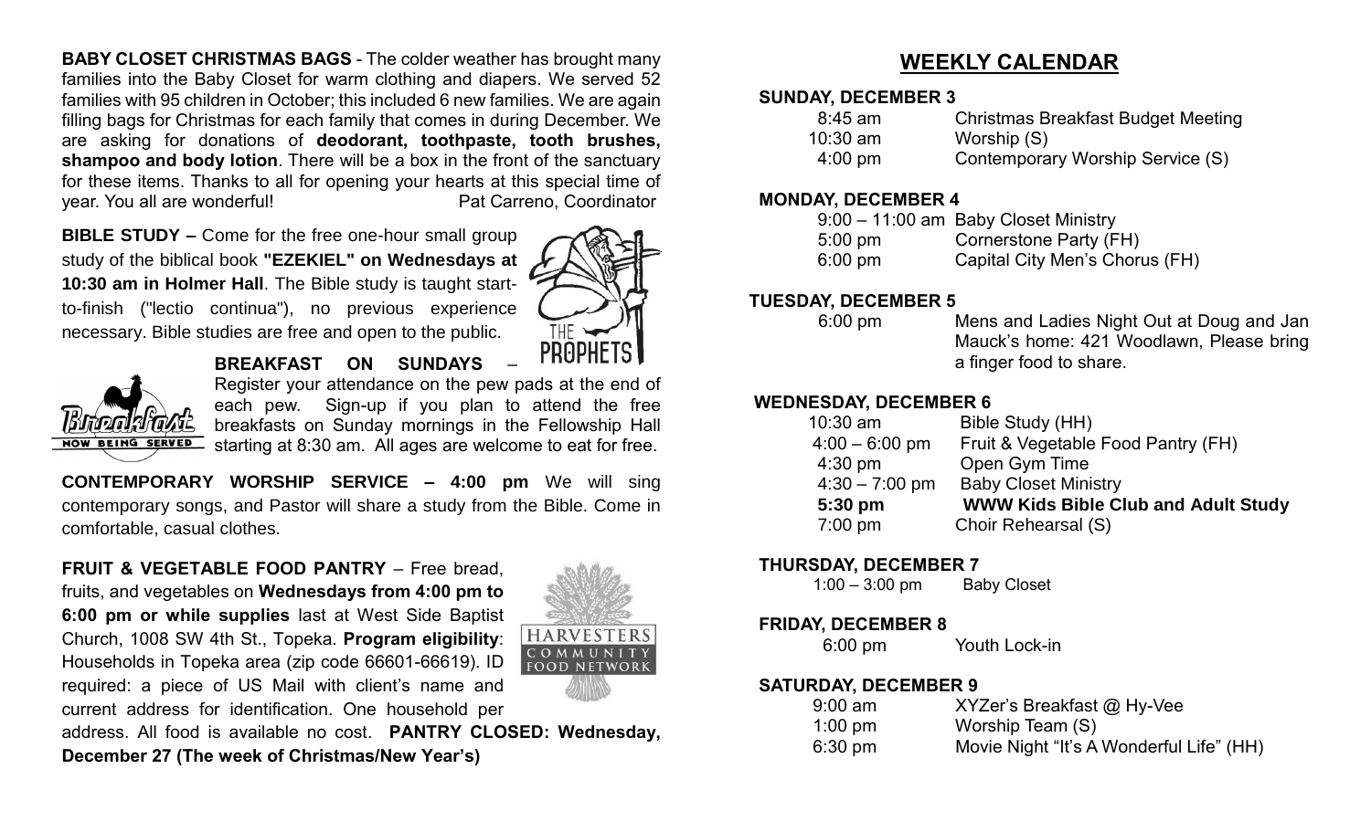**BABY CLOSET CHRISTMAS BAGS** - The colder weather has brought many families into the Baby Closet for warm clothing and diapers. We served 52 families with 95 children in October; this included 6 new families. We are again filling bags for Christmas for each family that comes in during December. We are asking for donations of **deodorant, toothpaste, tooth brushes, shampoo and body lotion**. There will be a box in the front of the sanctuary for these items. Thanks to all for opening your hearts at this special time of year. You all are wonderful! Pat Carreno, Coordinator

**BIBLE STUDY –** Come for the free one-hour small group study of the biblical book **"EZEKIEL" on Wednesdays at 10:30 am in Holmer Hall**. The Bible study is taught start-to-finish ("lectio continua"), no previous experience necessary. Bible studies are free and open to the public.

**BREAKFAST ON SUNDAYS** – Register your attendance on the pew pads at the end of each pew. Sign-up if you plan to attend the free breakfasts on Sunday mornings in the Fellowship Hall starting at 8:30 am. All ages are welcome to eat for free.

**CONTEMPORARY WORSHIP SERVICE – 4:00 pm** We will sing contemporary songs, and Pastor will share a study from the Bible. Come in comfortable, casual clothes.

**FRUIT & VEGETABLE FOOD PANTRY** – Free bread, fruits, and vegetables on **Wednesdays from 4:00 pm to 6:00 pm or while supplies** last at West Side Baptist Church, 1008 SW 4th St., Topeka. **Program eligibility**: Households in Topeka area (zip code 66601-66619). ID required: a piece of US Mail with client's name and current address for identification. One household per address. All food is available no cost. **PANTRY CLOSED: Wednesday, December 27 (The week of Christmas/New Year's)**

## WEEKLY CALENDAR

**SUNDAY, DECEMBER 3**

| | |
|---|---|
| 8:45 am | Christmas Breakfast Budget Meeting |
| 10:30 am | Worship (S) |
| 4:00 pm | Contemporary Worship Service (S) |

**MONDAY, DECEMBER 4**

| | |
|---|---|
| 9:00 – 11:00 am | Baby Closet Ministry |
| 5:00 pm | Cornerstone Party (FH) |
| 6:00 pm | Capital City Men's Chorus (FH) |

**TUESDAY, DECEMBER 5**

| | |
|---|---|
| 6:00 pm | Mens and Ladies Night Out at Doug and Jan Mauck's home: 421 Woodlawn, Please bring a finger food to share. |

**WEDNESDAY, DECEMBER 6**

| | |
|---|---|
| 10:30 am | Bible Study (HH) |
| 4:00 – 6:00 pm | Fruit & Vegetable Food Pantry (FH) |
| 4:30 pm | Open Gym Time |
| 4:30 – 7:00 pm | Baby Closet Ministry |
| **5:30 pm** | **WWW Kids Bible Club and Adult Study** |
| 7:00 pm | Choir Rehearsal (S) |

**THURSDAY, DECEMBER 7**

| | |
|---|---|
| 1:00 – 3:00 pm | Baby Closet |

**FRIDAY, DECEMBER 8**

| | |
|---|---|
| 6:00 pm | Youth Lock-in |

**SATURDAY, DECEMBER 9**

| | |
|---|---|
| 9:00 am | XYZer's Breakfast @ Hy-Vee |
| 1:00 pm | Worship Team (S) |
| 6:30 pm | Movie Night "It's A Wonderful Life" (HH) |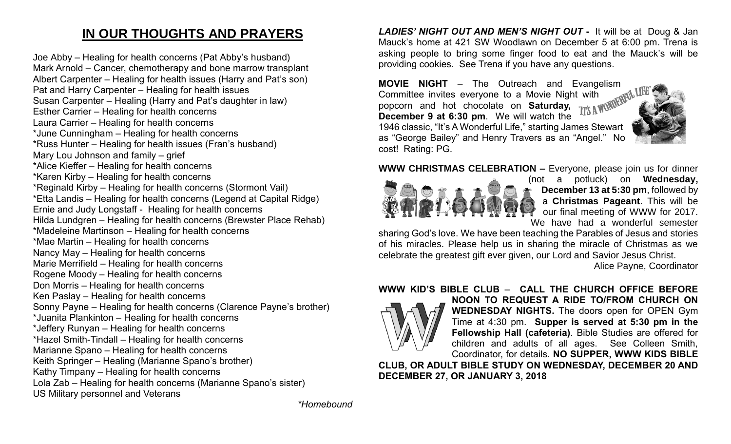# IN OUR THOUGHTS AND PRAYERS

Joe Abby – Healing for health concerns (Pat Abby's husband)
Mark Arnold – Cancer, chemotherapy and bone marrow transplant
Albert Carpenter – Healing for health issues (Harry and Pat's son)
Pat and Harry Carpenter – Healing for health issues
Susan Carpenter – Healing (Harry and Pat's daughter in law)
Esther Carrier – Healing for health concerns
Laura Carrier – Healing for health concerns
*June Cunningham – Healing for health concerns
*Russ Hunter – Healing for health issues (Fran's husband)
Mary Lou Johnson and family – grief
*Alice Kieffer – Healing for health concerns
*Karen Kirby – Healing for health concerns
*Reginald Kirby – Healing for health concerns (Stormont Vail)
*Etta Landis – Healing for health concerns (Legend at Capital Ridge)
Ernie and Judy Longstaff - Healing for health concerns
Hilda Lundgren – Healing for health concerns (Brewster Place Rehab)
*Madeleine Martinson – Healing for health concerns
*Mae Martin – Healing for health concerns
Nancy May – Healing for health concerns
Marie Merrifield – Healing for health concerns
Rogene Moody – Healing for health concerns
Don Morris – Healing for health concerns
Ken Paslay – Healing for health concerns
Sonny Payne – Healing for health concerns (Clarence Payne's brother)
*Juanita Plankinton – Healing for health concerns
*Jeffery Runyan – Healing for health concerns
*Hazel Smith-Tindall – Healing for health concerns
Marianne Spano – Healing for health concerns
Keith Springer – Healing (Marianne Spano's brother)
Kathy Timpany – Healing for health concerns
Lola Zab – Healing for health concerns (Marianne Spano's sister)
US Military personnel and Veterans

*\*Homebound*

***LADIES' NIGHT OUT AND MEN'S NIGHT OUT* -** It will be at Doug & Jan Mauck's home at 421 SW Woodlawn on December 5 at 6:00 pm. Trena is asking people to bring some finger food to eat and the Mauck's will be providing cookies. See Trena if you have any questions.

**MOVIE NIGHT** – The Outreach and Evangelism Committee invites everyone to a Movie Night with popcorn and hot chocolate on **Saturday, December 9 at 6:30 pm**. We will watch the 1946 classic, "It's A Wonderful Life," starting James Stewart as "George Bailey" and Henry Travers as an "Angel." No cost! Rating: PG.

**WWW CHRISTMAS CELEBRATION –** Everyone, please join us for dinner (not a potluck) on **Wednesday, December 13 at 5:30 pm**, followed by a **Christmas Pageant**. This will be our final meeting of WWW for 2017. We have had a wonderful semester sharing God's love. We have been teaching the Parables of Jesus and stories of his miracles. Please help us in sharing the miracle of Christmas as we celebrate the greatest gift ever given, our Lord and Savior Jesus Christ.

Alice Payne, Coordinator

**WWW KID'S BIBLE CLUB** – **CALL THE CHURCH OFFICE BEFORE NOON TO REQUEST A RIDE TO/FROM CHURCH ON WEDNESDAY NIGHTS.** The doors open for OPEN Gym Time at 4:30 pm. **Supper is served at 5:30 pm in the Fellowship Hall (cafeteria)**. Bible Studies are offered for children and adults of all ages. See Colleen Smith, Coordinator, for details. **NO SUPPER, WWW KIDS BIBLE CLUB, OR ADULT BIBLE STUDY ON WEDNESDAY, DECEMBER 20 AND DECEMBER 27, OR JANUARY 3, 2018**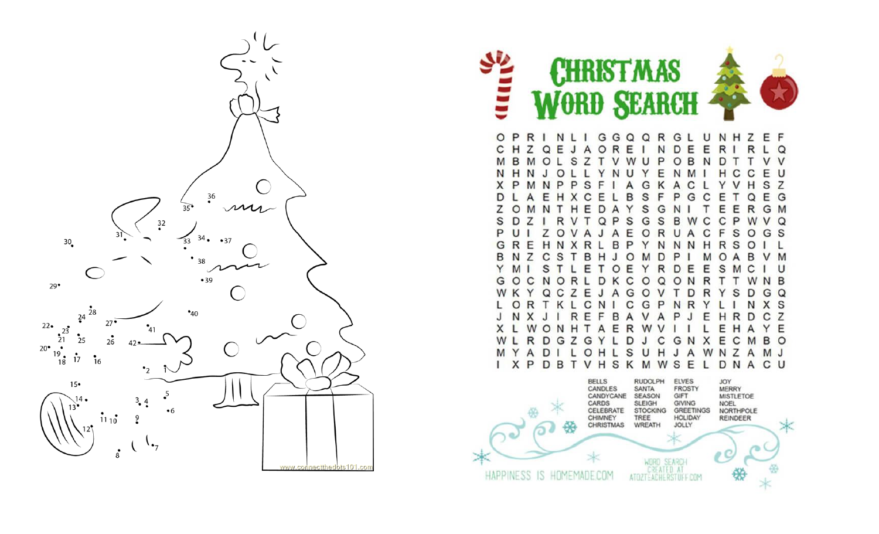www.connectthedots101.com

# CHRISTMAS WORD SEARCH

```
O P R I N L I G G Q Q R G L U N H Z E F
C H Z Q E J A O R E I N D E E R I R L Q
M B M O L S Z T V W U P O B N D T T V V
N H N J O L L Y N U Y E N M I H C C E U
X P M N P P S F I A G K A C L Y V H S Z
D L A E H X C E L B S F P G C E T Q E G
Z O M N T H E D A Y S G N I T E E R G M
S D Z I R V T Q P S G S B W C C P W V Q
P U I Z O V A J A E O R U A C F S O G S
G R E H N X R L B P Y N N N H R S O I L
B N Z C S T B H J O M D P I M O A B V M
Y M I S T L E T O E Y R D E E S M C I U
G O C N O R L D K C O Q O N R T T W N B
W K Y Q C Z E J A G O V T D R Y S D G Q
L O R T K L C N I C G P N R Y L I N X S
J N X J I R E F B A V A P J E H R D C Z
X L W O N H T A E R W V I I L E H A Y E
W L R D G Z G Y L D J C G N X E C M B O
M Y A D I L O H L S U H J A W N Z A M J
I X P D B T V H S K M W S E L D N A C U
```

| | | | |
|---|---|---|---|
| BELLS | RUDOLPH | ELVES | JOY |
| CANDLES | SANTA | FROSTY | MERRY |
| CANDYCANE | SEASON | GIFT | MISTLETOE |
| CARDS | SLEIGH | GIVING | NOEL |
| CELEBRATE | STOCKING | GREETINGS | NORTHPOLE |
| CHIMNEY | TREE | HOLIDAY | REINDEER |
| CHRISTMAS | WREATH | JOLLY | |

HAPPINESS IS HOMEMADE.COM

WORD SEARCH CREATED AT ATOZTEACHERSTUFF.COM